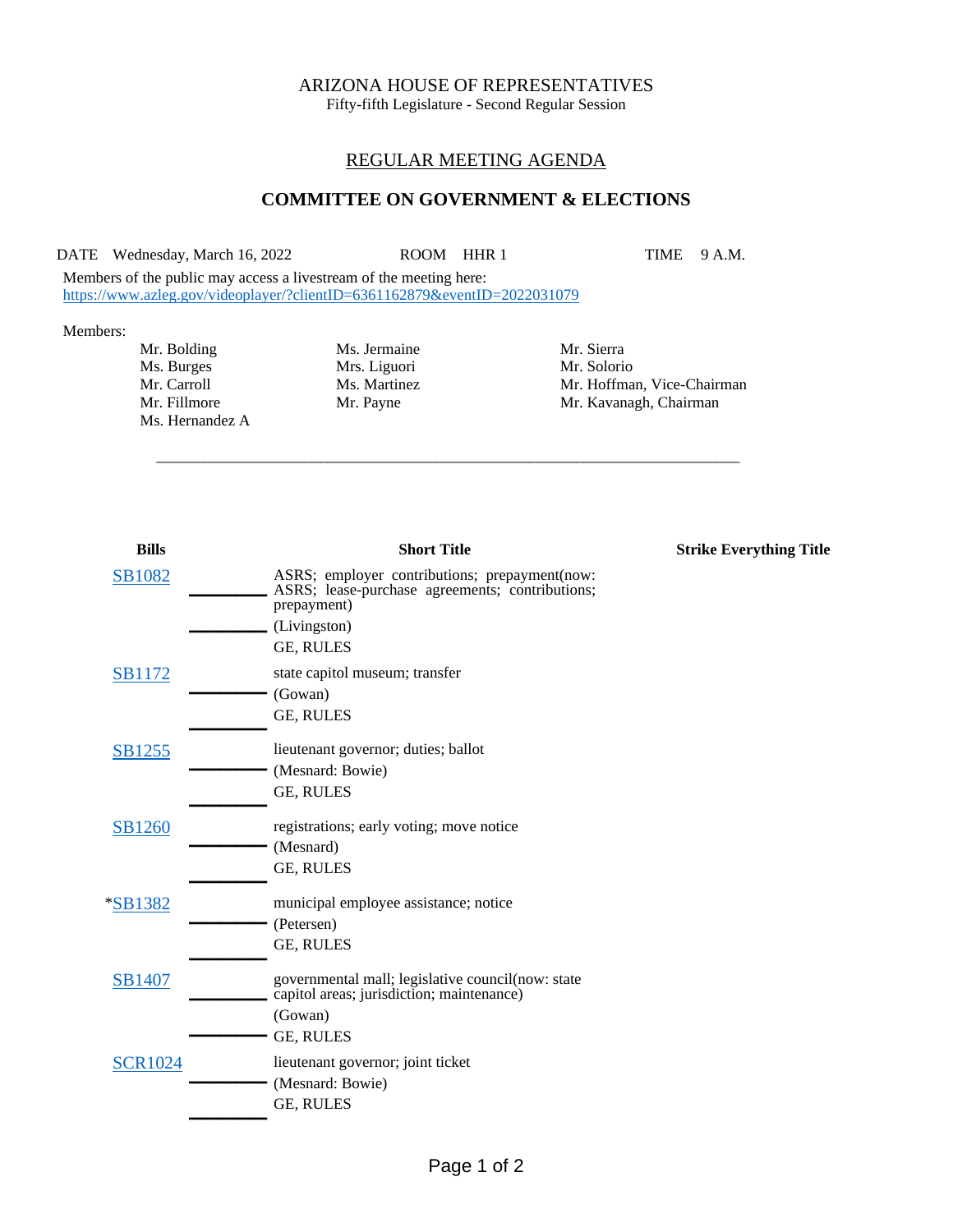ARIZONA HOUSE OF REPRESENTATIVES
Fifty-fifth Legislature - Second Regular Session

## REGULAR MEETING AGENDA

## COMMITTEE ON GOVERNMENT & ELECTIONS

DATE Wednesday, March 16, 2022 ROOM HHR 1 TIME 9 A.M.

Members of the public may access a livestream of the meeting here:
https://www.azleg.gov/videoplayer/?clientID=6361162879&eventID=2022031079

Members:

| | | |
|---|---|---|
| Mr. Bolding | Ms. Jermaine | Mr. Sierra |
| Ms. Burges | Mrs. Liguori | Mr. Solorio |
| Mr. Carroll | Ms. Martinez | Mr. Hoffman, Vice-Chairman |
| Mr. Fillmore | Mr. Payne | Mr. Kavanagh, Chairman |
| Ms. Hernandez A | | |

---

| Bills | Short Title | Strike Everything Title |
|---|---|---|
| SB1082 | ASRS; employer contributions; prepayment(now: ASRS; lease-purchase agreements; contributions; prepayment) (Livingston) GE, RULES | |
| SB1172 | state capitol museum; transfer (Gowan) GE, RULES | |
| SB1255 | lieutenant governor; duties; ballot (Mesnard: Bowie) GE, RULES | |
| SB1260 | registrations; early voting; move notice (Mesnard) GE, RULES | |
| *SB1382 | municipal employee assistance; notice (Petersen) GE, RULES | |
| SB1407 | governmental mall; legislative council(now: state capitol areas; jurisdiction; maintenance) (Gowan) GE, RULES | |
| SCR1024 | lieutenant governor; joint ticket (Mesnard: Bowie) GE, RULES | |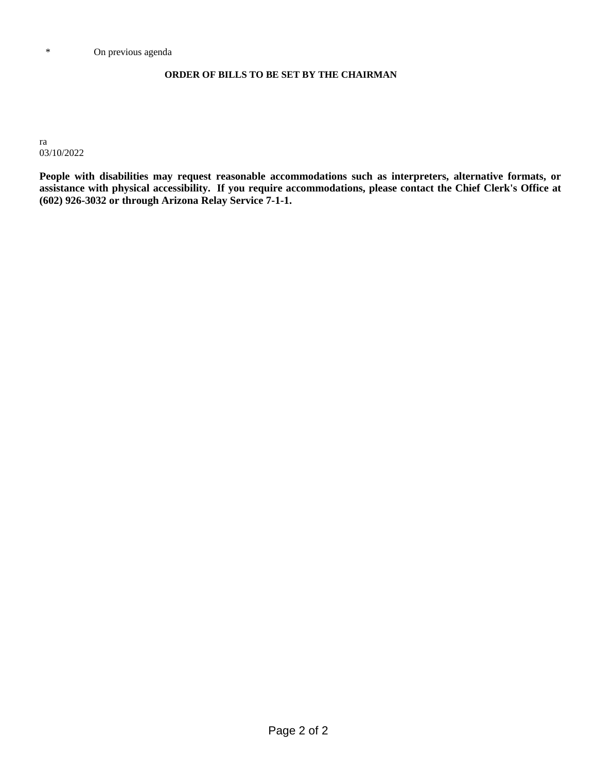| | |
|---|---|
| * | On previous agenda |

**ORDER OF BILLS TO BE SET BY THE CHAIRMAN**

ra
03/10/2022

**People with disabilities may request reasonable accommodations such as interpreters, alternative formats, or assistance with physical accessibility. If you require accommodations, please contact the Chief Clerk's Office at (602) 926-3032 or through Arizona Relay Service 7-1-1.**